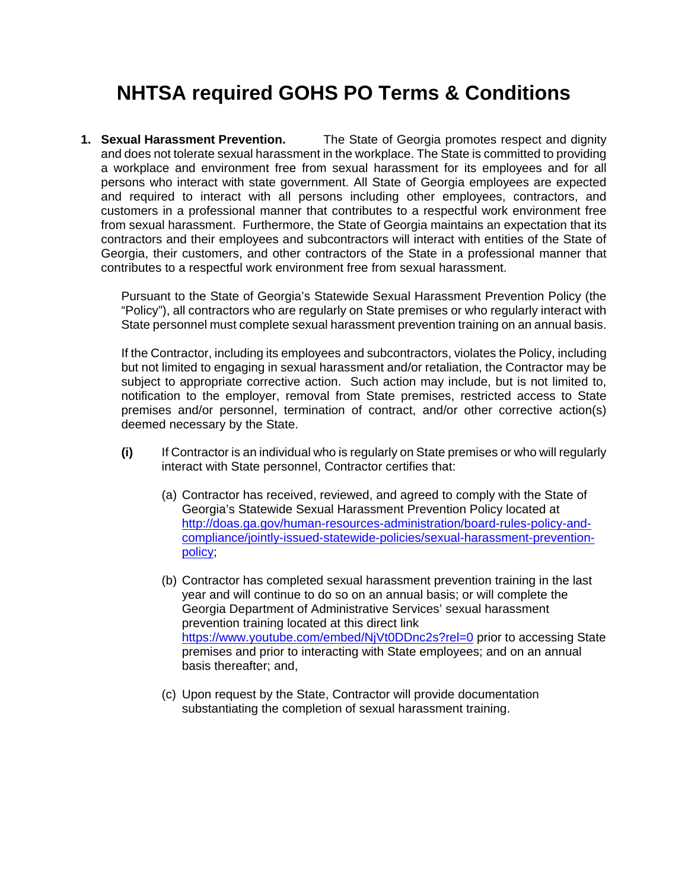# NHTSA required GOHS PO Terms & Conditions

1. **Sexual Harassment Prevention.** The State of Georgia promotes respect and dignity and does not tolerate sexual harassment in the workplace. The State is committed to providing a workplace and environment free from sexual harassment for its employees and for all persons who interact with state government. All State of Georgia employees are expected and required to interact with all persons including other employees, contractors, and customers in a professional manner that contributes to a respectful work environment free from sexual harassment. Furthermore, the State of Georgia maintains an expectation that its contractors and their employees and subcontractors will interact with entities of the State of Georgia, their customers, and other contractors of the State in a professional manner that contributes to a respectful work environment free from sexual harassment.

   Pursuant to the State of Georgia's Statewide Sexual Harassment Prevention Policy (the "Policy"), all contractors who are regularly on State premises or who regularly interact with State personnel must complete sexual harassment prevention training on an annual basis.

   If the Contractor, including its employees and subcontractors, violates the Policy, including but not limited to engaging in sexual harassment and/or retaliation, the Contractor may be subject to appropriate corrective action. Such action may include, but is not limited to, notification to the employer, removal from State premises, restricted access to State premises and/or personnel, termination of contract, and/or other corrective action(s) deemed necessary by the State.

   **(i)** If Contractor is an individual who is regularly on State premises or who will regularly interact with State personnel, Contractor certifies that:

   (a) Contractor has received, reviewed, and agreed to comply with the State of Georgia's Statewide Sexual Harassment Prevention Policy located at [http://doas.ga.gov/human-resources-administration/board-rules-policy-and-compliance/jointly-issued-statewide-policies/sexual-harassment-prevention-policy](http://doas.ga.gov/human-resources-administration/board-rules-policy-and-compliance/jointly-issued-statewide-policies/sexual-harassment-prevention-policy);

   (b) Contractor has completed sexual harassment prevention training in the last year and will continue to do so on an annual basis; or will complete the Georgia Department of Administrative Services' sexual harassment prevention training located at this direct link [https://www.youtube.com/embed/NjVt0DDnc2s?rel=0](https://www.youtube.com/embed/NjVt0DDnc2s?rel=0) prior to accessing State premises and prior to interacting with State employees; and on an annual basis thereafter; and,

   (c) Upon request by the State, Contractor will provide documentation substantiating the completion of sexual harassment training.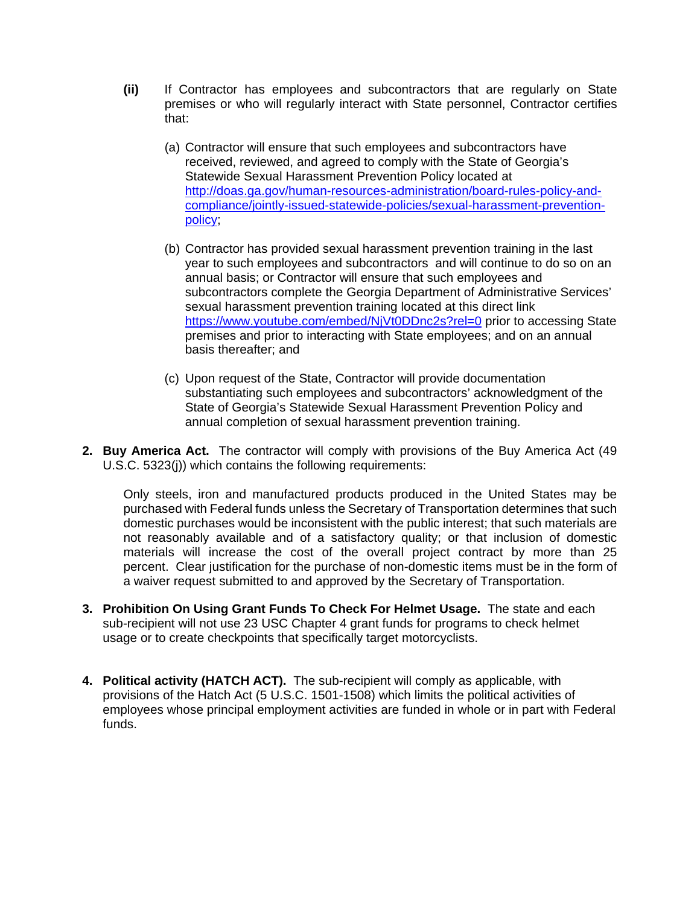**(ii)** If Contractor has employees and subcontractors that are regularly on State premises or who will regularly interact with State personnel, Contractor certifies that:

(a) Contractor will ensure that such employees and subcontractors have received, reviewed, and agreed to comply with the State of Georgia's Statewide Sexual Harassment Prevention Policy located at [http://doas.ga.gov/human-resources-administration/board-rules-policy-and-compliance/jointly-issued-statewide-policies/sexual-harassment-prevention-policy](http://doas.ga.gov/human-resources-administration/board-rules-policy-and-compliance/jointly-issued-statewide-policies/sexual-harassment-prevention-policy);

(b) Contractor has provided sexual harassment prevention training in the last year to such employees and subcontractors and will continue to do so on an annual basis; or Contractor will ensure that such employees and subcontractors complete the Georgia Department of Administrative Services' sexual harassment prevention training located at this direct link [https://www.youtube.com/embed/NjVt0DDnc2s?rel=0](https://www.youtube.com/embed/NjVt0DDnc2s?rel=0) prior to accessing State premises and prior to interacting with State employees; and on an annual basis thereafter; and

(c) Upon request of the State, Contractor will provide documentation substantiating such employees and subcontractors' acknowledgment of the State of Georgia's Statewide Sexual Harassment Prevention Policy and annual completion of sexual harassment prevention training.

2. **Buy America Act.** The contractor will comply with provisions of the Buy America Act (49 U.S.C. 5323(j)) which contains the following requirements:

   Only steels, iron and manufactured products produced in the United States may be purchased with Federal funds unless the Secretary of Transportation determines that such domestic purchases would be inconsistent with the public interest; that such materials are not reasonably available and of a satisfactory quality; or that inclusion of domestic materials will increase the cost of the overall project contract by more than 25 percent. Clear justification for the purchase of non-domestic items must be in the form of a waiver request submitted to and approved by the Secretary of Transportation.

3. **Prohibition On Using Grant Funds To Check For Helmet Usage.** The state and each sub-recipient will not use 23 USC Chapter 4 grant funds for programs to check helmet usage or to create checkpoints that specifically target motorcyclists.

4. **Political activity (HATCH ACT).** The sub-recipient will comply as applicable, with provisions of the Hatch Act (5 U.S.C. 1501-1508) which limits the political activities of employees whose principal employment activities are funded in whole or in part with Federal funds.